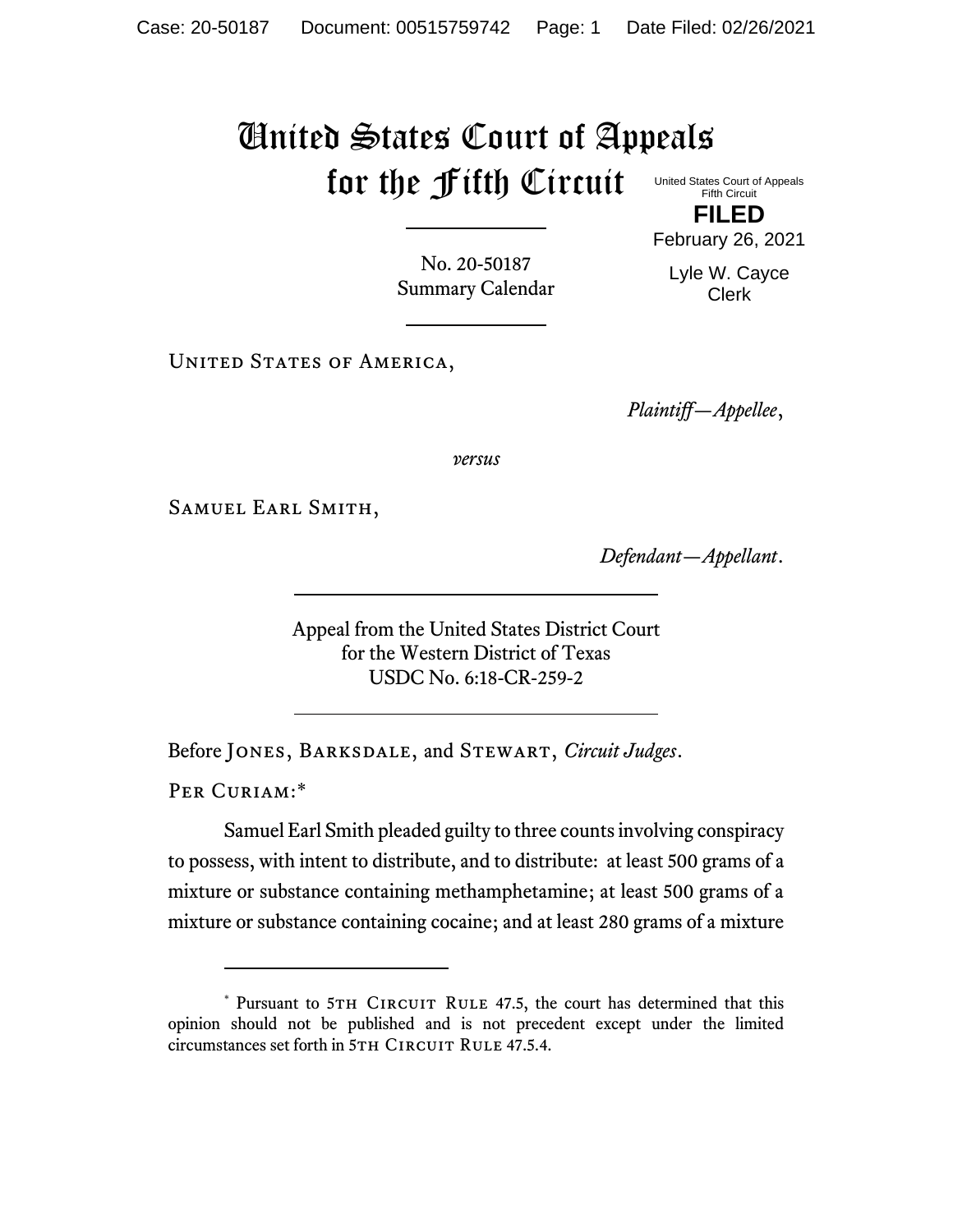# United States Court of Appeals for the Fifth Circuit

United States Court of Appeals
Fifth Circuit

**FILED**

February 26, 2021

Lyle W. Cayce
Clerk

No. 20-50187
Summary Calendar

---

United States of America,

*Plaintiff—Appellee*,

*versus*

Samuel Earl Smith,

*Defendant—Appellant*.

---

Appeal from the United States District Court
for the Western District of Texas
USDC No. 6:18-CR-259-2

---

Before Jones, Barksdale, and Stewart, *Circuit Judges*.

Per Curiam:*

Samuel Earl Smith pleaded guilty to three counts involving conspiracy to possess, with intent to distribute, and to distribute: at least 500 grams of a mixture or substance containing methamphetamine; at least 500 grams of a mixture or substance containing cocaine; and at least 280 grams of a mixture

---

* Pursuant to 5th Circuit Rule 47.5, the court has determined that this opinion should not be published and is not precedent except under the limited circumstances set forth in 5th Circuit Rule 47.5.4.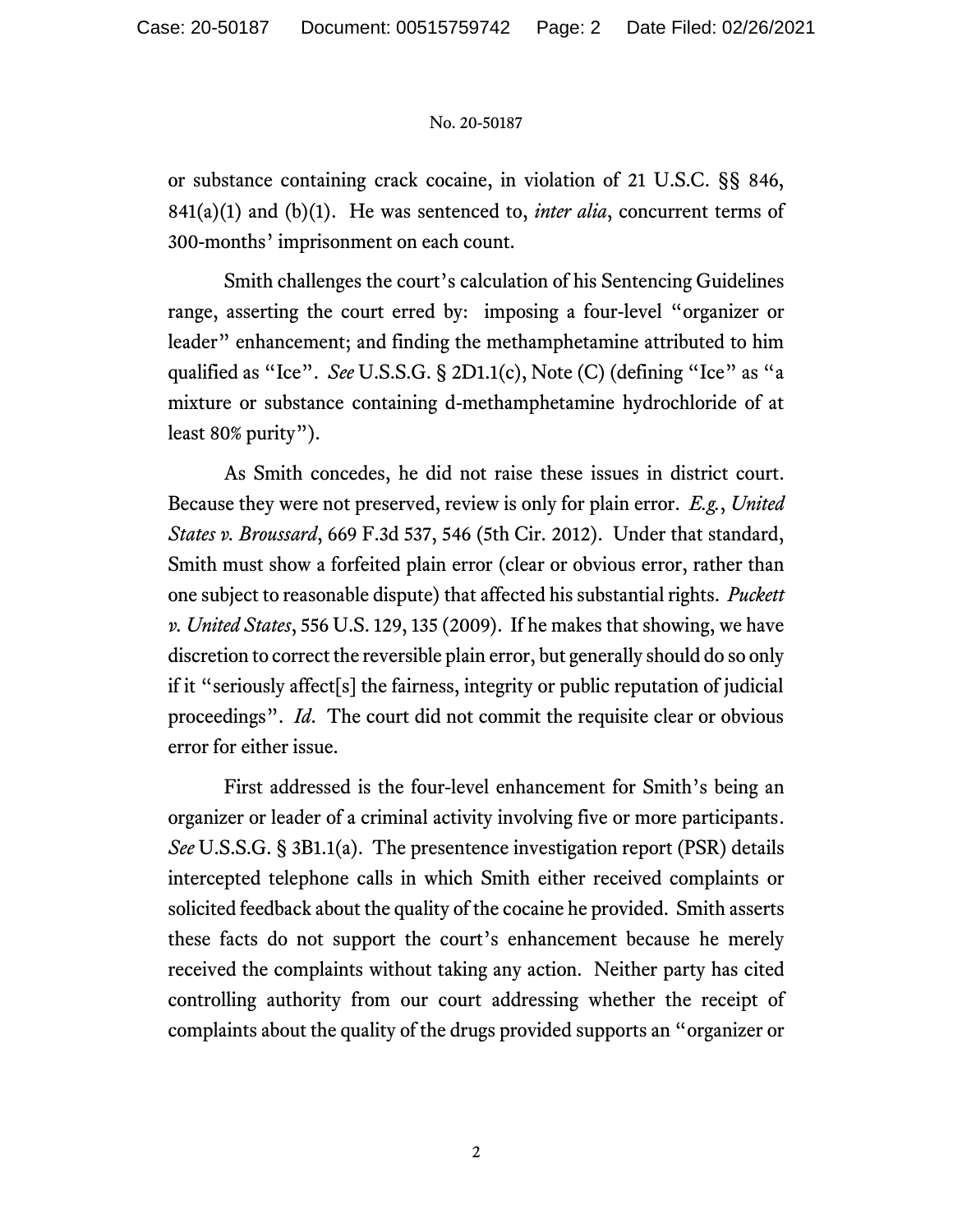or substance containing crack cocaine, in violation of 21 U.S.C. §§ 846, 841(a)(1) and (b)(1). He was sentenced to, *inter alia*, concurrent terms of 300-months' imprisonment on each count.

Smith challenges the court's calculation of his Sentencing Guidelines range, asserting the court erred by: imposing a four-level "organizer or leader" enhancement; and finding the methamphetamine attributed to him qualified as "Ice". *See* U.S.S.G. § 2D1.1(c), Note (C) (defining "Ice" as "a mixture or substance containing d-methamphetamine hydrochloride of at least 80% purity").

As Smith concedes, he did not raise these issues in district court. Because they were not preserved, review is only for plain error. *E.g.*, *United States v. Broussard*, 669 F.3d 537, 546 (5th Cir. 2012). Under that standard, Smith must show a forfeited plain error (clear or obvious error, rather than one subject to reasonable dispute) that affected his substantial rights. *Puckett v. United States*, 556 U.S. 129, 135 (2009). If he makes that showing, we have discretion to correct the reversible plain error, but generally should do so only if it "seriously affect[s] the fairness, integrity or public reputation of judicial proceedings". *Id.* The court did not commit the requisite clear or obvious error for either issue.

First addressed is the four-level enhancement for Smith's being an organizer or leader of a criminal activity involving five or more participants. *See* U.S.S.G. § 3B1.1(a). The presentence investigation report (PSR) details intercepted telephone calls in which Smith either received complaints or solicited feedback about the quality of the cocaine he provided. Smith asserts these facts do not support the court's enhancement because he merely received the complaints without taking any action. Neither party has cited controlling authority from our court addressing whether the receipt of complaints about the quality of the drugs provided supports an "organizer or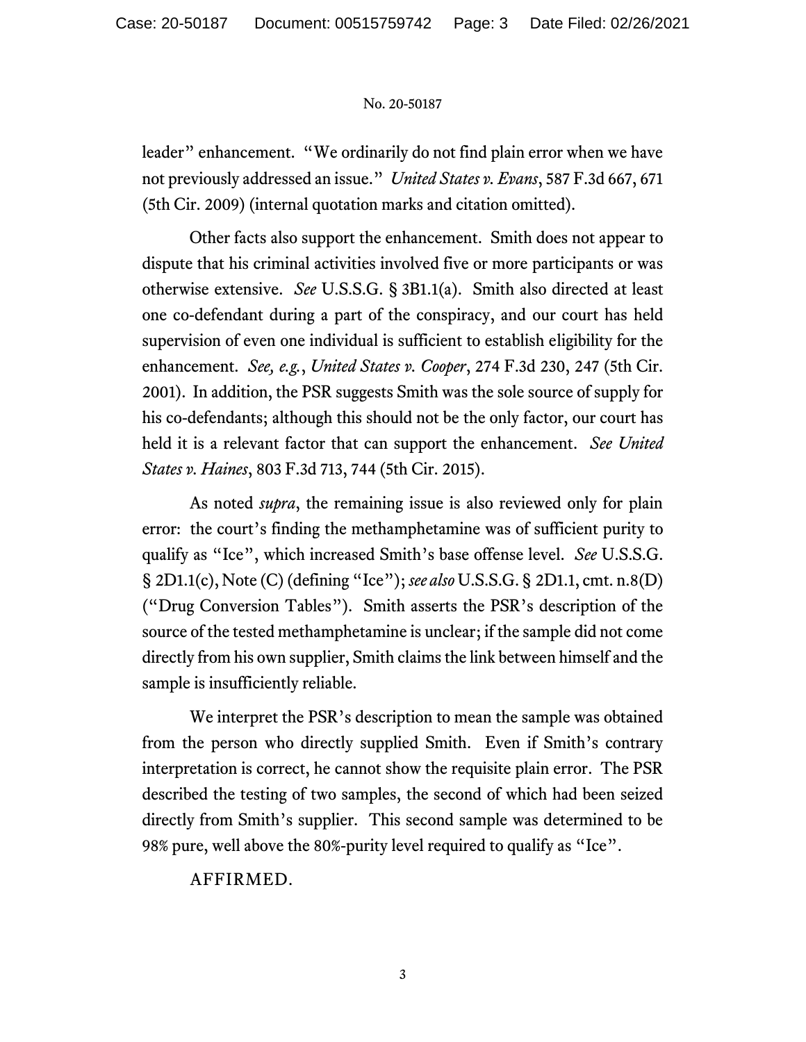leader" enhancement. "We ordinarily do not find plain error when we have not previously addressed an issue." *United States v. Evans*, 587 F.3d 667, 671 (5th Cir. 2009) (internal quotation marks and citation omitted).

Other facts also support the enhancement. Smith does not appear to dispute that his criminal activities involved five or more participants or was otherwise extensive. *See* U.S.S.G. § 3B1.1(a). Smith also directed at least one co-defendant during a part of the conspiracy, and our court has held supervision of even one individual is sufficient to establish eligibility for the enhancement. *See, e.g.*, *United States v. Cooper*, 274 F.3d 230, 247 (5th Cir. 2001). In addition, the PSR suggests Smith was the sole source of supply for his co-defendants; although this should not be the only factor, our court has held it is a relevant factor that can support the enhancement. *See United States v. Haines*, 803 F.3d 713, 744 (5th Cir. 2015).

As noted *supra*, the remaining issue is also reviewed only for plain error: the court's finding the methamphetamine was of sufficient purity to qualify as "Ice", which increased Smith's base offense level. *See* U.S.S.G. § 2D1.1(c), Note (C) (defining "Ice"); *see also* U.S.S.G. § 2D1.1, cmt. n.8(D) ("Drug Conversion Tables"). Smith asserts the PSR's description of the source of the tested methamphetamine is unclear; if the sample did not come directly from his own supplier, Smith claims the link between himself and the sample is insufficiently reliable.

We interpret the PSR's description to mean the sample was obtained from the person who directly supplied Smith. Even if Smith's contrary interpretation is correct, he cannot show the requisite plain error. The PSR described the testing of two samples, the second of which had been seized directly from Smith's supplier. This second sample was determined to be 98% pure, well above the 80%-purity level required to qualify as "Ice".

AFFIRMED.